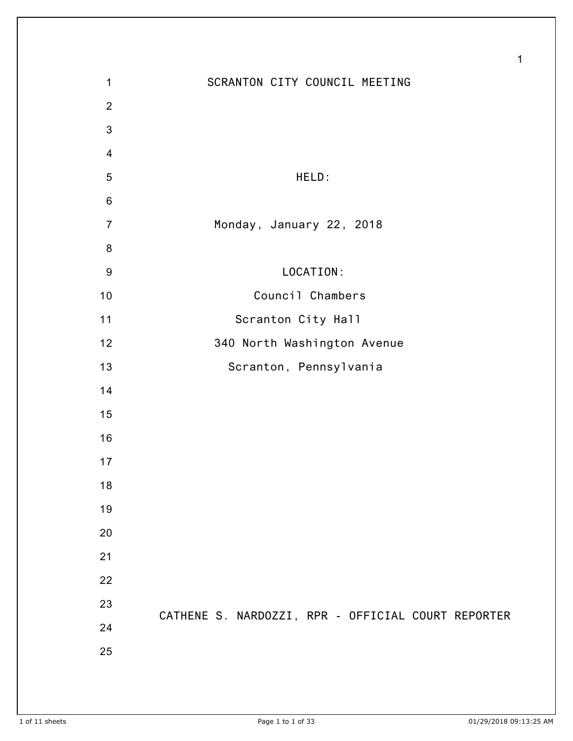# SCRANTON CITY COUNCIL MEETING

HELD:

Monday, January 22, 2018

LOCATION:

Council Chambers

Scranton City Hall

340 North Washington Avenue

Scranton, Pennsylvania

CATHENE S. NARDOZZI, RPR - OFFICIAL COURT REPORTER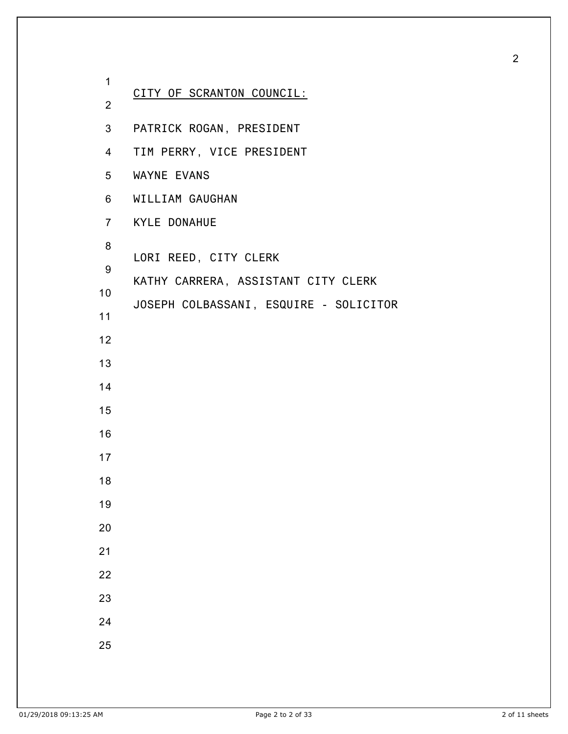CITY OF SCRANTON COUNCIL:

PATRICK ROGAN, PRESIDENT

TIM PERRY, VICE PRESIDENT

WAYNE EVANS

WILLIAM GAUGHAN

KYLE DONAHUE

LORI REED, CITY CLERK

KATHY CARRERA, ASSISTANT CITY CLERK

JOSEPH COLBASSANI, ESQUIRE - SOLICITOR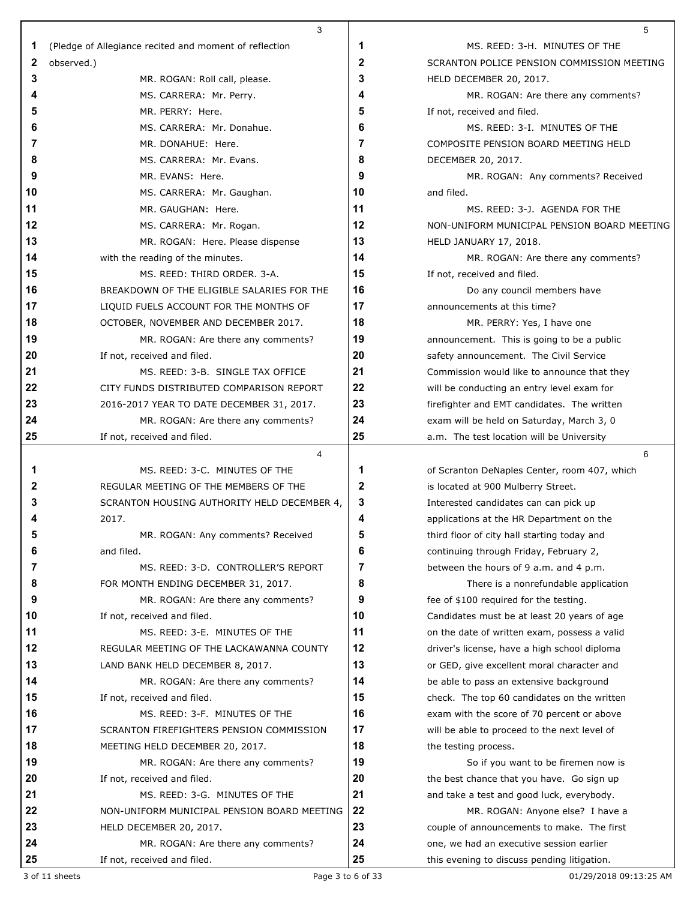(Pledge of Allegiance recited and moment of reflection observed.)

MR. ROGAN: Roll call, please.

MS. CARRERA: Mr. Perry.

MR. PERRY: Here.

MS. CARRERA: Mr. Donahue.

MR. DONAHUE: Here.

MS. CARRERA: Mr. Evans.

MR. EVANS: Here.

MS. CARRERA: Mr. Gaughan.

MR. GAUGHAN: Here.

MS. CARRERA: Mr. Rogan.

MR. ROGAN: Here. Please dispense with the reading of the minutes.

MS. REED: THIRD ORDER. 3-A. BREAKDOWN OF THE ELIGIBLE SALARIES FOR THE LIQUID FUELS ACCOUNT FOR THE MONTHS OF OCTOBER, NOVEMBER AND DECEMBER 2017.

MR. ROGAN: Are there any comments? If not, received and filed.

MS. REED: 3-B. SINGLE TAX OFFICE CITY FUNDS DISTRIBUTED COMPARISON REPORT 2016-2017 YEAR TO DATE DECEMBER 31, 2017.

MR. ROGAN: Are there any comments? If not, received and filed.

MS. REED: 3-C. MINUTES OF THE REGULAR MEETING OF THE MEMBERS OF THE SCRANTON HOUSING AUTHORITY HELD DECEMBER 4, 2017.

MR. ROGAN: Any comments? Received and filed.

MS. REED: 3-D. CONTROLLER'S REPORT FOR MONTH ENDING DECEMBER 31, 2017.

MR. ROGAN: Are there any comments? If not, received and filed.

MS. REED: 3-E. MINUTES OF THE REGULAR MEETING OF THE LACKAWANNA COUNTY LAND BANK HELD DECEMBER 8, 2017.

MR. ROGAN: Are there any comments? If not, received and filed.

MS. REED: 3-F. MINUTES OF THE SCRANTON FIREFIGHTERS PENSION COMMISSION MEETING HELD DECEMBER 20, 2017.

MR. ROGAN: Are there any comments? If not, received and filed.

MS. REED: 3-G. MINUTES OF THE NON-UNIFORM MUNICIPAL PENSION BOARD MEETING HELD DECEMBER 20, 2017.

MR. ROGAN: Are there any comments? If not, received and filed.

MS. REED: 3-H. MINUTES OF THE SCRANTON POLICE PENSION COMMISSION MEETING HELD DECEMBER 20, 2017.

MR. ROGAN: Are there any comments? If not, received and filed.

MS. REED: 3-I. MINUTES OF THE COMPOSITE PENSION BOARD MEETING HELD DECEMBER 20, 2017.

MR. ROGAN: Any comments? Received and filed.

MS. REED: 3-J. AGENDA FOR THE NON-UNIFORM MUNICIPAL PENSION BOARD MEETING HELD JANUARY 17, 2018.

MR. ROGAN: Are there any comments? If not, received and filed.

Do any council members have announcements at this time?

MR. PERRY: Yes, I have one announcement. This is going to be a public safety announcement. The Civil Service Commission would like to announce that they will be conducting an entry level exam for firefighter and EMT candidates. The written exam will be held on Saturday, March 3, 0 a.m. The test location will be University of Scranton DeNaples Center, room 407, which is located at 900 Mulberry Street. Interested candidates can can pick up applications at the HR Department on the third floor of city hall starting today and continuing through Friday, February 2, between the hours of 9 a.m. and 4 p.m.

There is a nonrefundable application fee of $100 required for the testing. Candidates must be at least 20 years of age on the date of written exam, possess a valid driver's license, have a high school diploma or GED, give excellent moral character and be able to pass an extensive background check. The top 60 candidates on the written exam with the score of 70 percent or above will be able to proceed to the next level of the testing process.

So if you want to be firemen now is the best chance that you have. Go sign up and take a test and good luck, everybody.

MR. ROGAN: Anyone else? I have a couple of announcements to make. The first one, we had an executive session earlier this evening to discuss pending litigation.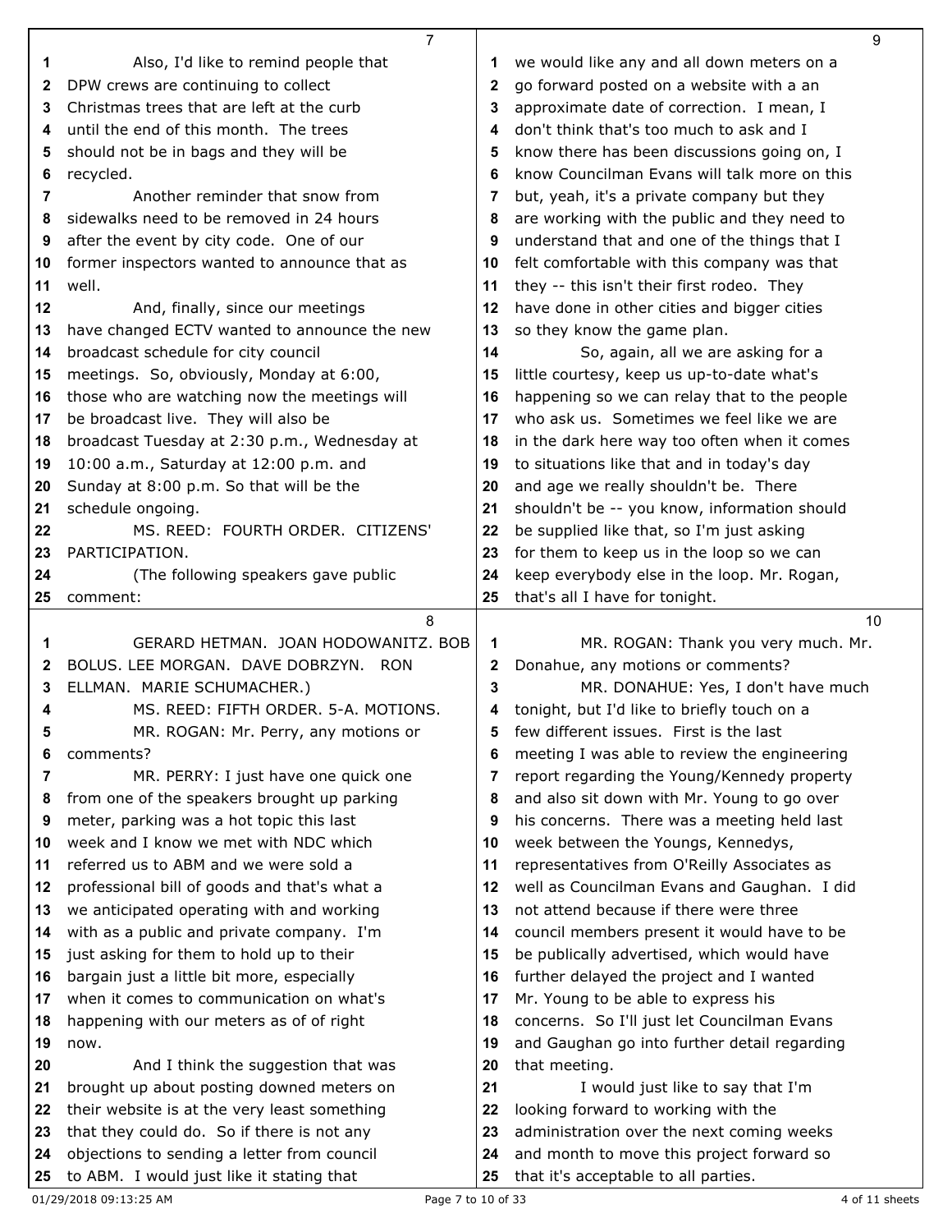Also, I'd like to remind people that DPW crews are continuing to collect Christmas trees that are left at the curb until the end of this month. The trees should not be in bags and they will be recycled.

Another reminder that snow from sidewalks need to be removed in 24 hours after the event by city code. One of our former inspectors wanted to announce that as well.

And, finally, since our meetings have changed ECTV wanted to announce the new broadcast schedule for city council meetings. So, obviously, Monday at 6:00, those who are watching now the meetings will be broadcast live. They will also be broadcast Tuesday at 2:30 p.m., Wednesday at 10:00 a.m., Saturday at 12:00 p.m. and Sunday at 8:00 p.m. So that will be the schedule ongoing.

MS. REED: FOURTH ORDER. CITIZENS' PARTICIPATION.

(The following speakers gave public comment:

GERARD HETMAN. JOAN HODOWANITZ. BOB BOLUS. LEE MORGAN. DAVE DOBRZYN. RON ELLMAN. MARIE SCHUMACHER.)

MS. REED: FIFTH ORDER. 5-A. MOTIONS.

MR. ROGAN: Mr. Perry, any motions or comments?

MR. PERRY: I just have one quick one from one of the speakers brought up parking meter, parking was a hot topic this last week and I know we met with NDC which referred us to ABM and we were sold a professional bill of goods and that's what a we anticipated operating with and working with as a public and private company. I'm just asking for them to hold up to their bargain just a little bit more, especially when it comes to communication on what's happening with our meters as of of right now.

And I think the suggestion that was brought up about posting downed meters on their website is at the very least something that they could do. So if there is not any objections to sending a letter from council to ABM. I would just like it stating that we would like any and all down meters on a go forward posted on a website with a an approximate date of correction. I mean, I don't think that's too much to ask and I know there has been discussions going on, I know Councilman Evans will talk more on this but, yeah, it's a private company but they are working with the public and they need to understand that and one of the things that I felt comfortable with this company was that they -- this isn't their first rodeo. They have done in other cities and bigger cities so they know the game plan.

So, again, all we are asking for a little courtesy, keep us up-to-date what's happening so we can relay that to the people who ask us. Sometimes we feel like we are in the dark here way too often when it comes to situations like that and in today's day and age we really shouldn't be. There shouldn't be -- you know, information should be supplied like that, so I'm just asking for them to keep us in the loop so we can keep everybody else in the loop. Mr. Rogan, that's all I have for tonight.

MR. ROGAN: Thank you very much. Mr. Donahue, any motions or comments?

MR. DONAHUE: Yes, I don't have much tonight, but I'd like to briefly touch on a few different issues. First is the last meeting I was able to review the engineering report regarding the Young/Kennedy property and also sit down with Mr. Young to go over his concerns. There was a meeting held last week between the Youngs, Kennedys, representatives from O'Reilly Associates as well as Councilman Evans and Gaughan. I did not attend because if there were three council members present it would have to be be publically advertised, which would have further delayed the project and I wanted Mr. Young to be able to express his concerns. So I'll just let Councilman Evans and Gaughan go into further detail regarding that meeting.

I would just like to say that I'm looking forward to working with the administration over the next coming weeks and month to move this project forward so that it's acceptable to all parties.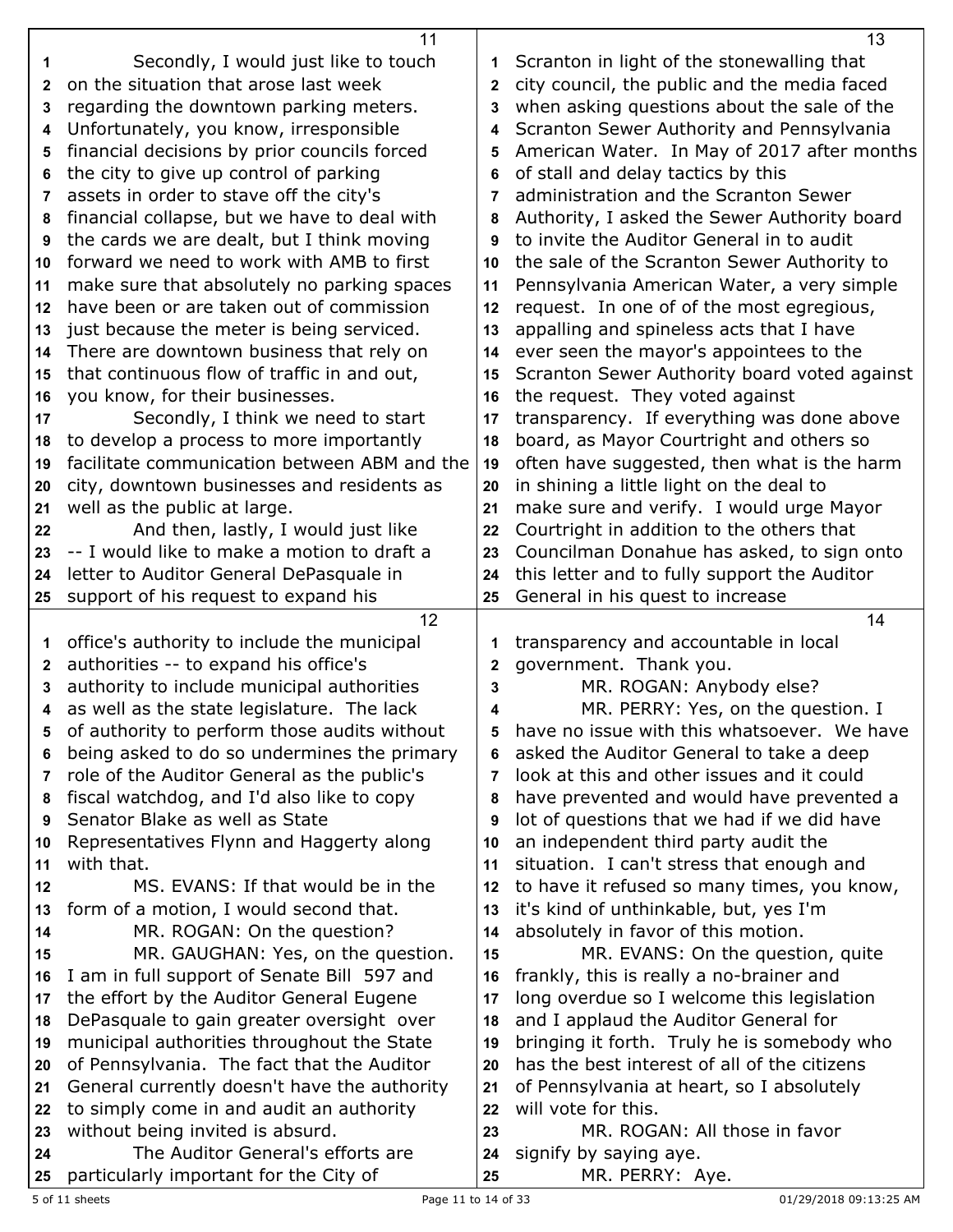Secondly, I would just like to touch on the situation that arose last week regarding the downtown parking meters. Unfortunately, you know, irresponsible financial decisions by prior councils forced the city to give up control of parking assets in order to stave off the city's financial collapse, but we have to deal with the cards we are dealt, but I think moving forward we need to work with AMB to first make sure that absolutely no parking spaces have been or are taken out of commission just because the meter is being serviced. There are downtown business that rely on that continuous flow of traffic in and out, you know, for their businesses.

Secondly, I think we need to start to develop a process to more importantly facilitate communication between ABM and the city, downtown businesses and residents as well as the public at large.

And then, lastly, I would just like -- I would like to make a motion to draft a letter to Auditor General DePasquale in support of his request to expand his office's authority to include the municipal authorities -- to expand his office's authority to include municipal authorities as well as the state legislature. The lack of authority to perform those audits without being asked to do so undermines the primary role of the Auditor General as the public's fiscal watchdog, and I'd also like to copy Senator Blake as well as State Representatives Flynn and Haggerty along with that.

MS. EVANS: If that would be in the form of a motion, I would second that.

MR. ROGAN: On the question?

MR. GAUGHAN: Yes, on the question. I am in full support of Senate Bill 597 and the effort by the Auditor General Eugene DePasquale to gain greater oversight over municipal authorities throughout the State of Pennsylvania. The fact that the Auditor General currently doesn't have the authority to simply come in and audit an authority without being invited is absurd.

The Auditor General's efforts are particularly important for the City of Scranton in light of the stonewalling that city council, the public and the media faced when asking questions about the sale of the Scranton Sewer Authority and Pennsylvania American Water. In May of 2017 after months of stall and delay tactics by this administration and the Scranton Sewer Authority, I asked the Sewer Authority board to invite the Auditor General in to audit the sale of the Scranton Sewer Authority to Pennsylvania American Water, a very simple request. In one of of the most egregious, appalling and spineless acts that I have ever seen the mayor's appointees to the Scranton Sewer Authority board voted against the request. They voted against transparency. If everything was done above board, as Mayor Courtright and others so often have suggested, then what is the harm in shining a little light on the deal to make sure and verify. I would urge Mayor Courtright in addition to the others that Councilman Donahue has asked, to sign onto this letter and to fully support the Auditor General in his quest to increase transparency and accountable in local government. Thank you.

MR. ROGAN: Anybody else?

MR. PERRY: Yes, on the question. I have no issue with this whatsoever. We have asked the Auditor General to take a deep look at this and other issues and it could have prevented and would have prevented a lot of questions that we had if we did have an independent third party audit the situation. I can't stress that enough and to have it refused so many times, you know, it's kind of unthinkable, but, yes I'm absolutely in favor of this motion.

MR. EVANS: On the question, quite frankly, this is really a no-brainer and long overdue so I welcome this legislation and I applaud the Auditor General for bringing it forth. Truly he is somebody who has the best interest of all of the citizens of Pennsylvania at heart, so I absolutely will vote for this.

MR. ROGAN: All those in favor signify by saying aye.

MR. PERRY: Aye.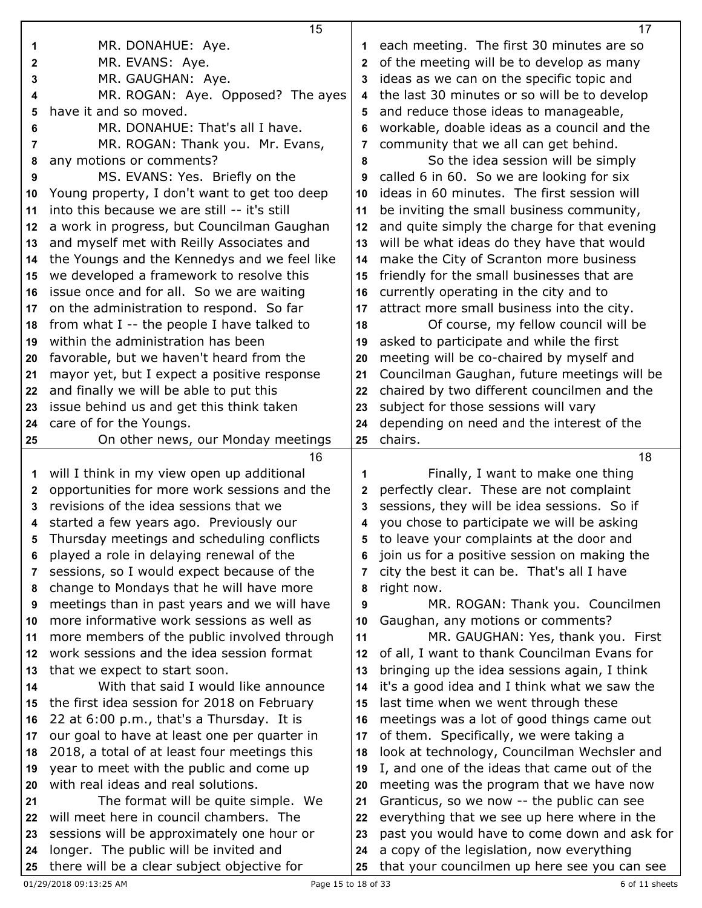MR. DONAHUE: Aye.

MR. EVANS: Aye.

MR. GAUGHAN: Aye.

MR. ROGAN: Aye. Opposed? The ayes have it and so moved.

MR. DONAHUE: That's all I have.

MR. ROGAN: Thank you. Mr. Evans, any motions or comments?

MS. EVANS: Yes. Briefly on the Young property, I don't want to get too deep into this because we are still -- it's still a work in progress, but Councilman Gaughan and myself met with Reilly Associates and the Youngs and the Kennedys and we feel like we developed a framework to resolve this issue once and for all. So we are waiting on the administration to respond. So far from what I -- the people I have talked to within the administration has been favorable, but we haven't heard from the mayor yet, but I expect a positive response and finally we will be able to put this issue behind us and get this think taken care of for the Youngs.

On other news, our Monday meetings will I think in my view open up additional opportunities for more work sessions and the revisions of the idea sessions that we started a few years ago. Previously our Thursday meetings and scheduling conflicts played a role in delaying renewal of the sessions, so I would expect because of the change to Mondays that he will have more meetings than in past years and we will have more informative work sessions as well as more members of the public involved through work sessions and the idea session format that we expect to start soon.

With that said I would like announce the first idea session for 2018 on February 22 at 6:00 p.m., that's a Thursday. It is our goal to have at least one per quarter in 2018, a total of at least four meetings this year to meet with the public and come up with real ideas and real solutions.

The format will be quite simple. We will meet here in council chambers. The sessions will be approximately one hour or longer. The public will be invited and there will be a clear subject objective for each meeting. The first 30 minutes are so of the meeting will be to develop as many ideas as we can on the specific topic and the last 30 minutes or so will be to develop and reduce those ideas to manageable, workable, doable ideas as a council and the community that we all can get behind.

So the idea session will be simply called 6 in 60. So we are looking for six ideas in 60 minutes. The first session will be inviting the small business community, and quite simply the charge for that evening will be what ideas do they have that would make the City of Scranton more business friendly for the small businesses that are currently operating in the city and to attract more small business into the city.

Of course, my fellow council will be asked to participate and while the first meeting will be co-chaired by myself and Councilman Gaughan, future meetings will be chaired by two different councilmen and the subject for those sessions will vary depending on need and the interest of the chairs.

Finally, I want to make one thing perfectly clear. These are not complaint sessions, they will be idea sessions. So if you chose to participate we will be asking to leave your complaints at the door and join us for a positive session on making the city the best it can be. That's all I have right now.

MR. ROGAN: Thank you. Councilmen Gaughan, any motions or comments?

MR. GAUGHAN: Yes, thank you. First of all, I want to thank Councilman Evans for bringing up the idea sessions again, I think it's a good idea and I think what we saw the last time when we went through these meetings was a lot of good things came out of them. Specifically, we were taking a look at technology, Councilman Wechsler and I, and one of the ideas that came out of the meeting was the program that we have now Granticus, so we now -- the public can see everything that we see up here where in the past you would have to come down and ask for a copy of the legislation, now everything that your councilmen up here see you can see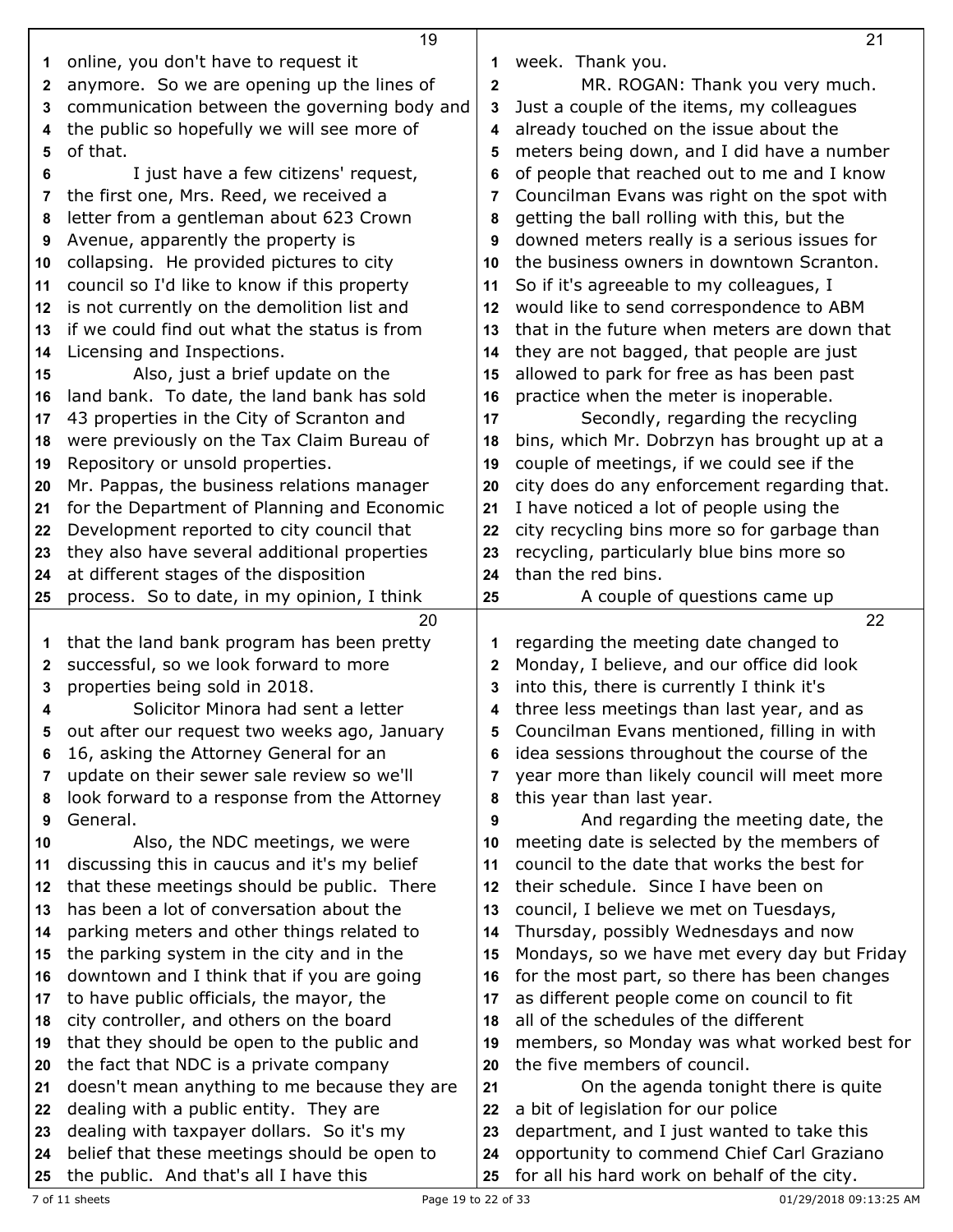online, you don't have to request it anymore. So we are opening up the lines of communication between the governing body and the public so hopefully we will see more of of that.

I just have a few citizens' request, the first one, Mrs. Reed, we received a letter from a gentleman about 623 Crown Avenue, apparently the property is collapsing. He provided pictures to city council so I'd like to know if this property is not currently on the demolition list and if we could find out what the status is from Licensing and Inspections.

Also, just a brief update on the land bank. To date, the land bank has sold 43 properties in the City of Scranton and were previously on the Tax Claim Bureau of Repository or unsold properties. Mr. Pappas, the business relations manager for the Department of Planning and Economic Development reported to city council that they also have several additional properties at different stages of the disposition process. So to date, in my opinion, I think that the land bank program has been pretty successful, so we look forward to more properties being sold in 2018.

Solicitor Minora had sent a letter out after our request two weeks ago, January 16, asking the Attorney General for an update on their sewer sale review so we'll look forward to a response from the Attorney General.

Also, the NDC meetings, we were discussing this in caucus and it's my belief that these meetings should be public. There has been a lot of conversation about the parking meters and other things related to the parking system in the city and in the downtown and I think that if you are going to have public officials, the mayor, the city controller, and others on the board that they should be open to the public and the fact that NDC is a private company doesn't mean anything to me because they are dealing with a public entity. They are dealing with taxpayer dollars. So it's my belief that these meetings should be open to the public. And that's all I have this week. Thank you.

MR. ROGAN: Thank you very much. Just a couple of the items, my colleagues already touched on the issue about the meters being down, and I did have a number of people that reached out to me and I know Councilman Evans was right on the spot with getting the ball rolling with this, but the downed meters really is a serious issues for the business owners in downtown Scranton. So if it's agreeable to my colleagues, I would like to send correspondence to ABM that in the future when meters are down that they are not bagged, that people are just allowed to park for free as has been past practice when the meter is inoperable.

Secondly, regarding the recycling bins, which Mr. Dobrzyn has brought up at a couple of meetings, if we could see if the city does do any enforcement regarding that. I have noticed a lot of people using the city recycling bins more so for garbage than recycling, particularly blue bins more so than the red bins.

A couple of questions came up regarding the meeting date changed to Monday, I believe, and our office did look into this, there is currently I think it's three less meetings than last year, and as Councilman Evans mentioned, filling in with idea sessions throughout the course of the year more than likely council will meet more this year than last year.

And regarding the meeting date, the meeting date is selected by the members of council to the date that works the best for their schedule. Since I have been on council, I believe we met on Tuesdays, Thursday, possibly Wednesdays and now Mondays, so we have met every day but Friday for the most part, so there has been changes as different people come on council to fit all of the schedules of the different members, so Monday was what worked best for the five members of council.

On the agenda tonight there is quite a bit of legislation for our police department, and I just wanted to take this opportunity to commend Chief Carl Graziano for all his hard work on behalf of the city.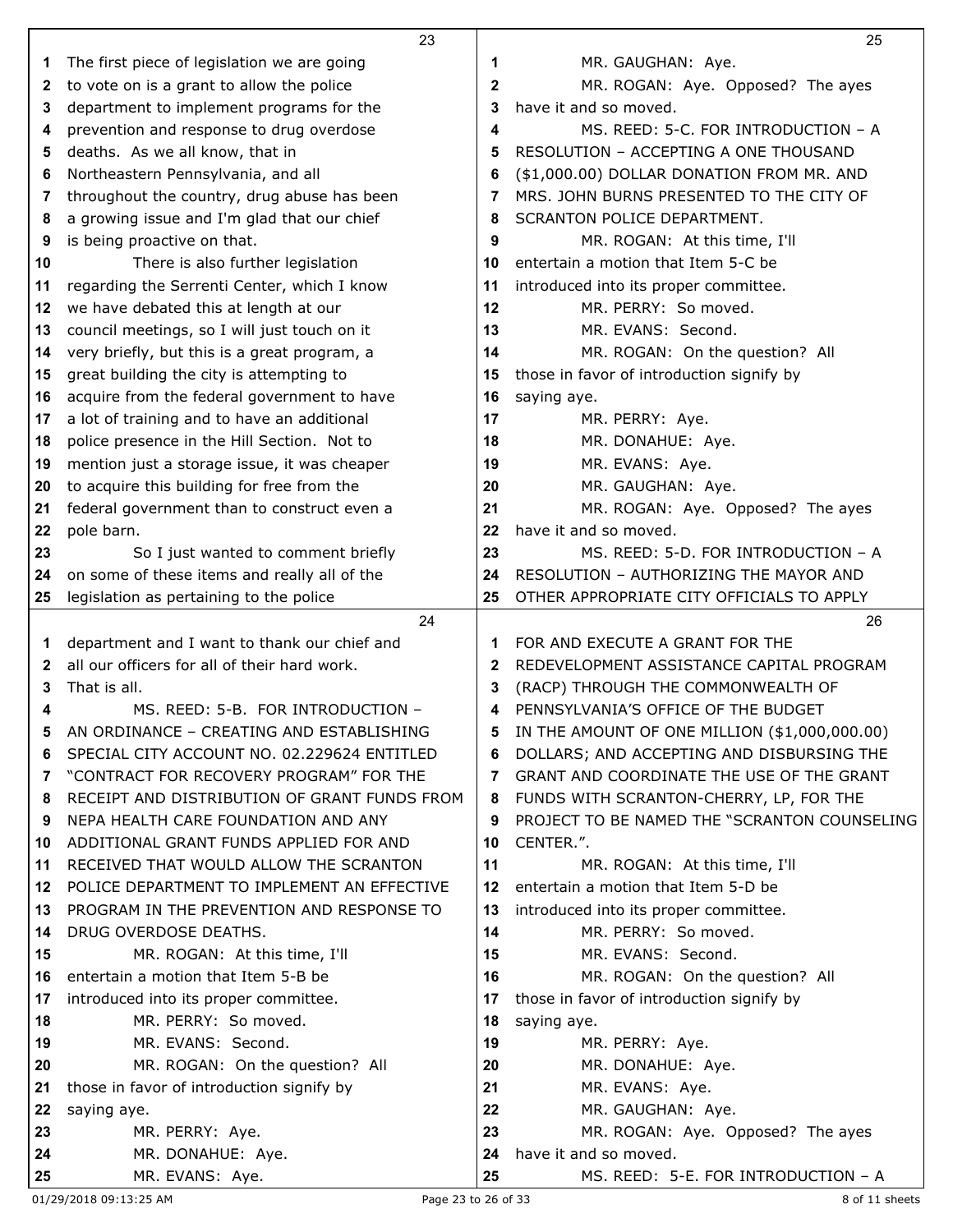The first piece of legislation we are going to vote on is a grant to allow the police department to implement programs for the prevention and response to drug overdose deaths. As we all know, that in Northeastern Pennsylvania, and all throughout the country, drug abuse has been a growing issue and I'm glad that our chief is being proactive on that.

There is also further legislation regarding the Serrenti Center, which I know we have debated this at length at our council meetings, so I will just touch on it very briefly, but this is a great program, a great building the city is attempting to acquire from the federal government to have a lot of training and to have an additional police presence in the Hill Section. Not to mention just a storage issue, it was cheaper to acquire this building for free from the federal government than to construct even a pole barn.

So I just wanted to comment briefly on some of these items and really all of the legislation as pertaining to the police department and I want to thank our chief and all our officers for all of their hard work. That is all.

MS. REED: 5-B. FOR INTRODUCTION – AN ORDINANCE – CREATING AND ESTABLISHING SPECIAL CITY ACCOUNT NO. 02.229624 ENTITLED "CONTRACT FOR RECOVERY PROGRAM" FOR THE RECEIPT AND DISTRIBUTION OF GRANT FUNDS FROM NEPA HEALTH CARE FOUNDATION AND ANY ADDITIONAL GRANT FUNDS APPLIED FOR AND RECEIVED THAT WOULD ALLOW THE SCRANTON POLICE DEPARTMENT TO IMPLEMENT AN EFFECTIVE PROGRAM IN THE PREVENTION AND RESPONSE TO DRUG OVERDOSE DEATHS.

MR. ROGAN: At this time, I'll entertain a motion that Item 5-B be introduced into its proper committee.

MR. PERRY: So moved.

MR. EVANS: Second.

MR. ROGAN: On the question? All those in favor of introduction signify by saying aye.

MR. PERRY: Aye.

MR. DONAHUE: Aye.

MR. EVANS: Aye.

MR. GAUGHAN: Aye.

MR. ROGAN: Aye. Opposed? The ayes have it and so moved.

MS. REED: 5-C. FOR INTRODUCTION – A RESOLUTION – ACCEPTING A ONE THOUSAND ($1,000.00) DOLLAR DONATION FROM MR. AND MRS. JOHN BURNS PRESENTED TO THE CITY OF SCRANTON POLICE DEPARTMENT.

MR. ROGAN: At this time, I'll entertain a motion that Item 5-C be introduced into its proper committee.

MR. PERRY: So moved.

MR. EVANS: Second.

MR. ROGAN: On the question? All those in favor of introduction signify by saying aye.

MR. PERRY: Aye.

MR. DONAHUE: Aye.

MR. EVANS: Aye.

MR. GAUGHAN: Aye.

MR. ROGAN: Aye. Opposed? The ayes have it and so moved.

MS. REED: 5-D. FOR INTRODUCTION – A RESOLUTION – AUTHORIZING THE MAYOR AND OTHER APPROPRIATE CITY OFFICIALS TO APPLY FOR AND EXECUTE A GRANT FOR THE REDEVELOPMENT ASSISTANCE CAPITAL PROGRAM (RACP) THROUGH THE COMMONWEALTH OF PENNSYLVANIA'S OFFICE OF THE BUDGET IN THE AMOUNT OF ONE MILLION ($1,000,000.00) DOLLARS; AND ACCEPTING AND DISBURSING THE GRANT AND COORDINATE THE USE OF THE GRANT FUNDS WITH SCRANTON-CHERRY, LP, FOR THE PROJECT TO BE NAMED THE "SCRANTON COUNSELING CENTER.".

MR. ROGAN: At this time, I'll entertain a motion that Item 5-D be introduced into its proper committee.

MR. PERRY: So moved.

MR. EVANS: Second.

MR. ROGAN: On the question? All those in favor of introduction signify by saying aye.

MR. PERRY: Aye.

MR. DONAHUE: Aye.

MR. EVANS: Aye.

MR. GAUGHAN: Aye.

MR. ROGAN: Aye. Opposed? The ayes have it and so moved.

MS. REED: 5-E. FOR INTRODUCTION – A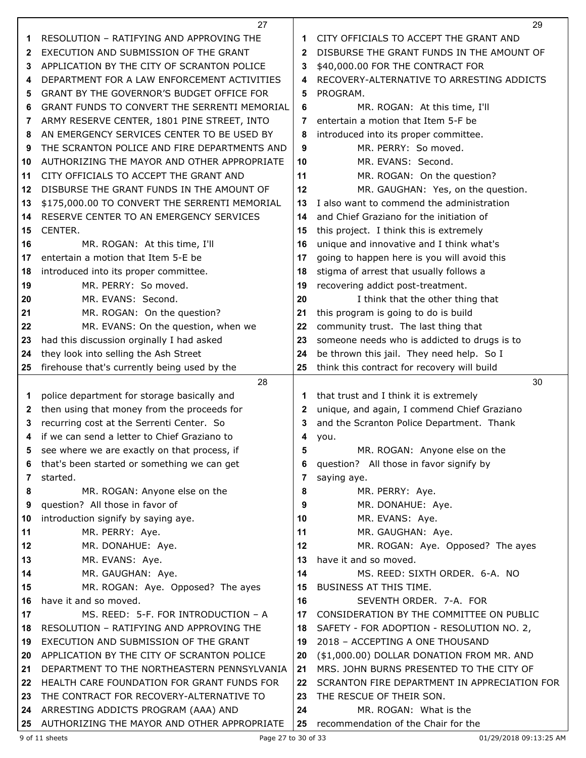RESOLUTION – RATIFYING AND APPROVING THE EXECUTION AND SUBMISSION OF THE GRANT APPLICATION BY THE CITY OF SCRANTON POLICE DEPARTMENT FOR A LAW ENFORCEMENT ACTIVITIES GRANT BY THE GOVERNOR'S BUDGET OFFICE FOR GRANT FUNDS TO CONVERT THE SERRENTI MEMORIAL ARMY RESERVE CENTER, 1801 PINE STREET, INTO AN EMERGENCY SERVICES CENTER TO BE USED BY THE SCRANTON POLICE AND FIRE DEPARTMENTS AND AUTHORIZING THE MAYOR AND OTHER APPROPRIATE CITY OFFICIALS TO ACCEPT THE GRANT AND DISBURSE THE GRANT FUNDS IN THE AMOUNT OF $175,000.00 TO CONVERT THE SERRENTI MEMORIAL RESERVE CENTER TO AN EMERGENCY SERVICES CENTER.

MR. ROGAN: At this time, I'll entertain a motion that Item 5-E be introduced into its proper committee.

MR. PERRY: So moved.

MR. EVANS: Second.

MR. ROGAN: On the question?

MR. EVANS: On the question, when we had this discussion orginally I had asked they look into selling the Ash Street firehouse that's currently being used by the police department for storage basically and then using that money from the proceeds for recurring cost at the Serrenti Center. So if we can send a letter to Chief Graziano to see where we are exactly on that process, if that's been started or something we can get started.

MR. ROGAN: Anyone else on the question? All those in favor of introduction signify by saying aye.

MR. PERRY: Aye.

MR. DONAHUE: Aye.

MR. EVANS: Aye.

MR. GAUGHAN: Aye.

MR. ROGAN: Aye. Opposed? The ayes have it and so moved.

MS. REED: 5-F. FOR INTRODUCTION – A RESOLUTION – RATIFYING AND APPROVING THE EXECUTION AND SUBMISSION OF THE GRANT APPLICATION BY THE CITY OF SCRANTON POLICE DEPARTMENT TO THE NORTHEASTERN PENNSYLVANIA HEALTH CARE FOUNDATION FOR GRANT FUNDS FOR THE CONTRACT FOR RECOVERY-ALTERNATIVE TO ARRESTING ADDICTS PROGRAM (AAA) AND AUTHORIZING THE MAYOR AND OTHER APPROPRIATE CITY OFFICIALS TO ACCEPT THE GRANT AND DISBURSE THE GRANT FUNDS IN THE AMOUNT OF $40,000.00 FOR THE CONTRACT FOR RECOVERY-ALTERNATIVE TO ARRESTING ADDICTS PROGRAM.

MR. ROGAN: At this time, I'll entertain a motion that Item 5-F be introduced into its proper committee.

MR. PERRY: So moved.

MR. EVANS: Second.

MR. ROGAN: On the question?

MR. GAUGHAN: Yes, on the question. I also want to commend the administration and Chief Graziano for the initiation of this project. I think this is extremely unique and innovative and I think what's going to happen here is you will avoid this stigma of arrest that usually follows a recovering addict post-treatment.

I think that the other thing that this program is going to do is build community trust. The last thing that someone needs who is addicted to drugs is to be thrown this jail. They need help. So I think this contract for recovery will build that trust and I think it is extremely unique, and again, I commend Chief Graziano and the Scranton Police Department. Thank you.

MR. ROGAN: Anyone else on the question? All those in favor signify by saying aye.

MR. PERRY: Aye.

MR. DONAHUE: Aye.

MR. EVANS: Aye.

MR. GAUGHAN: Aye.

MR. ROGAN: Aye. Opposed? The ayes have it and so moved.

MS. REED: SIXTH ORDER. 6-A. NO BUSINESS AT THIS TIME.

SEVENTH ORDER. 7-A. FOR CONSIDERATION BY THE COMMITTEE ON PUBLIC SAFETY - FOR ADOPTION - RESOLUTION NO. 2, 2018 – ACCEPTING A ONE THOUSAND ($1,000.00) DOLLAR DONATION FROM MR. AND MRS. JOHN BURNS PRESENTED TO THE CITY OF SCRANTON FIRE DEPARTMENT IN APPRECIATION FOR THE RESCUE OF THEIR SON.

MR. ROGAN: What is the recommendation of the Chair for the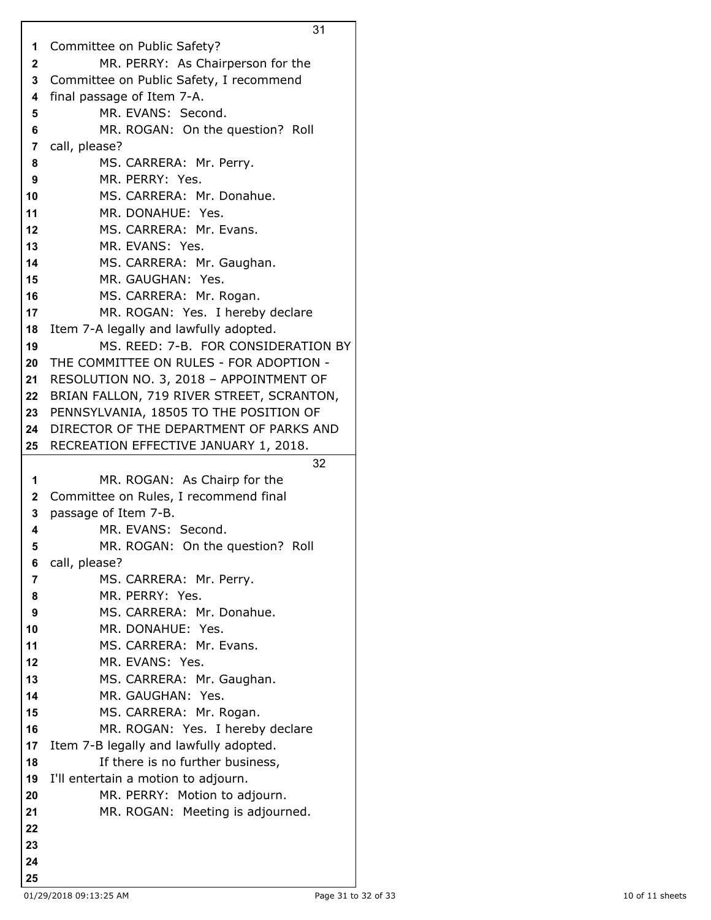Committee on Public Safety?

MR. PERRY: As Chairperson for the Committee on Public Safety, I recommend final passage of Item 7-A.

MR. EVANS: Second.

MR. ROGAN: On the question? Roll call, please?

MS. CARRERA: Mr. Perry.

MR. PERRY: Yes.

MS. CARRERA: Mr. Donahue.

MR. DONAHUE: Yes.

MS. CARRERA: Mr. Evans.

MR. EVANS: Yes.

MS. CARRERA: Mr. Gaughan.

MR. GAUGHAN: Yes.

MS. CARRERA: Mr. Rogan.

MR. ROGAN: Yes. I hereby declare Item 7-A legally and lawfully adopted.

MS. REED: 7-B. FOR CONSIDERATION BY THE COMMITTEE ON RULES - FOR ADOPTION - RESOLUTION NO. 3, 2018 – APPOINTMENT OF BRIAN FALLON, 719 RIVER STREET, SCRANTON, PENNSYLVANIA, 18505 TO THE POSITION OF DIRECTOR OF THE DEPARTMENT OF PARKS AND RECREATION EFFECTIVE JANUARY 1, 2018.

MR. ROGAN: As Chairp for the Committee on Rules, I recommend final passage of Item 7-B.

MR. EVANS: Second.

MR. ROGAN: On the question? Roll call, please?

MS. CARRERA: Mr. Perry.

MR. PERRY: Yes.

MS. CARRERA: Mr. Donahue.

MR. DONAHUE: Yes.

MS. CARRERA: Mr. Evans.

MR. EVANS: Yes.

MS. CARRERA: Mr. Gaughan.

MR. GAUGHAN: Yes.

MS. CARRERA: Mr. Rogan.

MR. ROGAN: Yes. I hereby declare Item 7-B legally and lawfully adopted.

If there is no further business, I'll entertain a motion to adjourn.

MR. PERRY: Motion to adjourn.

MR. ROGAN: Meeting is adjourned.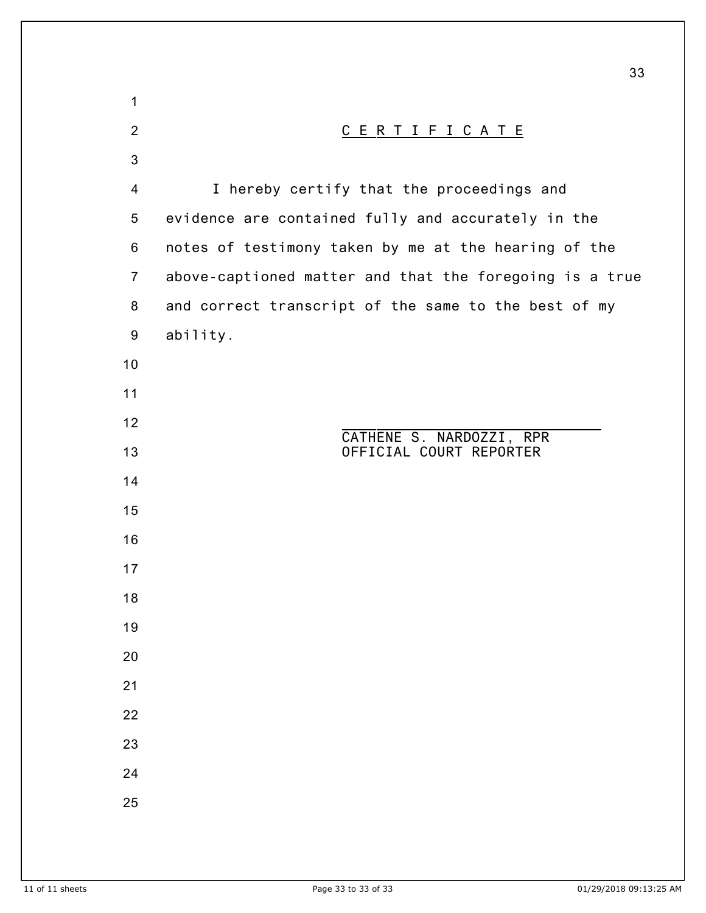## C E R T I F I C A T E

I hereby certify that the proceedings and evidence are contained fully and accurately in the notes of testimony taken by me at the hearing of the above-captioned matter and that the foregoing is a true and correct transcript of the same to the best of my ability.

CATHENE S. NARDOZZI, RPR
OFFICIAL COURT REPORTER